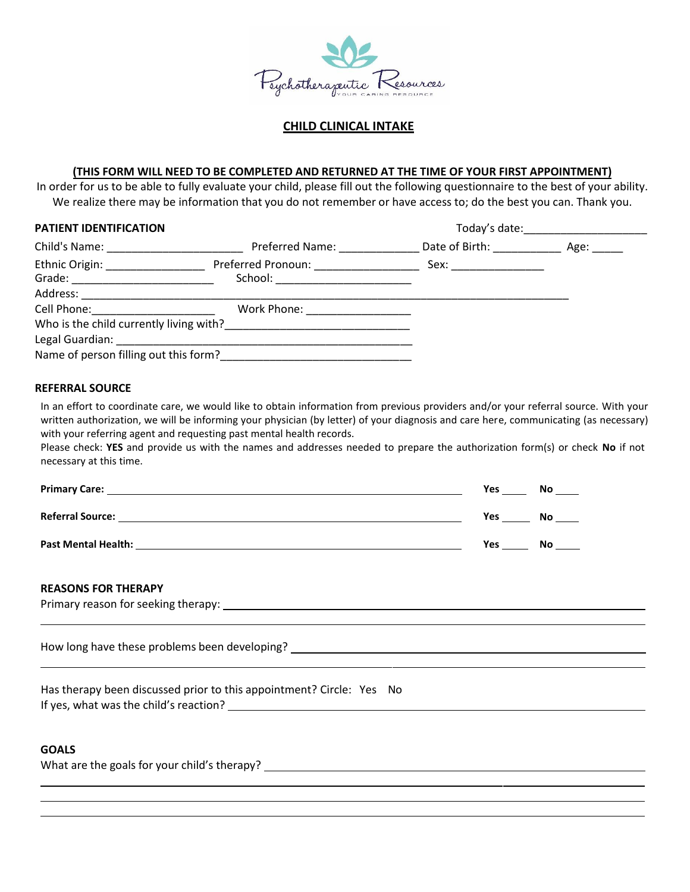Psychotherapeutic Resources
YOUR CARING RESOURCE

# CHILD CLINICAL INTAKE

**(THIS FORM WILL NEED TO BE COMPLETED AND RETURNED AT THE TIME OF YOUR FIRST APPOINTMENT)**

In order for us to be able to fully evaluate your child, please fill out the following questionnaire to the best of your ability. We realize there may be information that you do not remember or have access to; do the best you can. Thank you.

## PATIENT IDENTIFICATION

Today's date:____________________

Child's Name: ______________________ Preferred Name: _____________ Date of Birth: ___________ Age: _____

Ethnic Origin: ________________ Preferred Pronoun: _________________ Sex: _______________

Grade: ________________________ School: _______________________

Address: _____________________________________________________________________________________

Cell Phone:____________________ Work Phone: _________________

Who is the child currently living with?______________________________

Legal Guardian: _________________________________________________

Name of person filling out this form?_______________________________

## REFERRAL SOURCE

In an effort to coordinate care, we would like to obtain information from previous providers and/or your referral source. With your written authorization, we will be informing your physician (by letter) of your diagnosis and care here, communicating (as necessary) with your referring agent and requesting past mental health records.

Please check: **YES** and provide us with the names and addresses needed to prepare the authorization form(s) or check **No** if not necessary at this time.

**Primary Care:** ____________________________________________________________ **Yes** ____ **No** ____

**Referral Source:** __________________________________________________________ **Yes** ____ **No** ____

**Past Mental Health:** _______________________________________________________ **Yes** ____ **No** ____

## REASONS FOR THERAPY

Primary reason for seeking therapy: ____________________________________________________________

______________________________________________________________________________________________

How long have these problems been developing? _________________________________________________

______________________________________________________________________________________________

Has therapy been discussed prior to this appointment? Circle: Yes No

If yes, what was the child's reaction? ____________________________________________________________

## GOALS

What are the goals for your child's therapy? _______________________________________________________

______________________________________________________________________________________________

______________________________________________________________________________________________

______________________________________________________________________________________________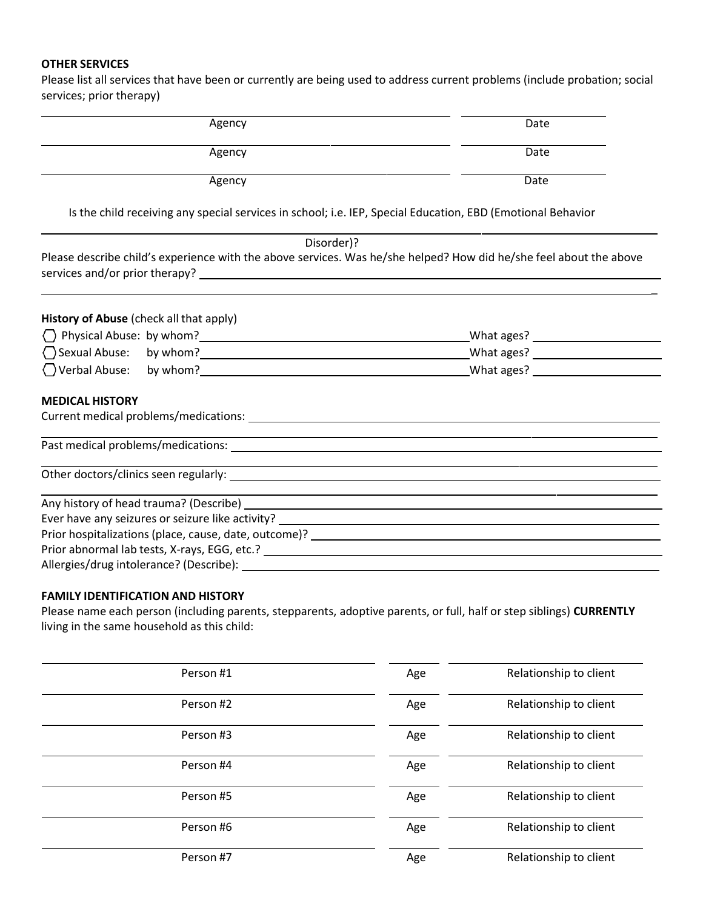**OTHER SERVICES**

Please list all services that have been or currently are being used to address current problems (include probation; social services; prior therapy)

| Agency | Date |
|---|---|
| | |
| | |
| | |

Is the child receiving any special services in school; i.e. IEP, Special Education, EBD (Emotional Behavior Disorder)? ______________________________

Please describe child's experience with the above services. Was he/she helped? How did he/she feel about the above services and/or prior therapy? ______________________________

______________________________

**History of Abuse** (check all that apply)

- ◯ Physical Abuse: by whom? ______________________ What ages? __________
- ◯ Sexual Abuse: by whom? ______________________ What ages? __________
- ◯ Verbal Abuse: by whom? ______________________ What ages? __________

**MEDICAL HISTORY**

Current medical problems/medications: ______________________________

______________________________

Past medical problems/medications: ______________________________

______________________________

Other doctors/clinics seen regularly: ______________________________

______________________________

Any history of head trauma? (Describe) ______________________________

Ever have any seizures or seizure like activity? ______________________________

Prior hospitalizations (place, cause, date, outcome)? ______________________________

Prior abnormal lab tests, X-rays, EGG, etc.? ______________________________

Allergies/drug intolerance? (Describe): ______________________________

**FAMILY IDENTIFICATION AND HISTORY**

Please name each person (including parents, stepparents, adoptive parents, or full, half or step siblings) **CURRENTLY** living in the same household as this child:

| Person | Age | Relationship to client |
|---|---|---|
| Person #1 | | |
| Person #2 | | |
| Person #3 | | |
| Person #4 | | |
| Person #5 | | |
| Person #6 | | |
| Person #7 | | |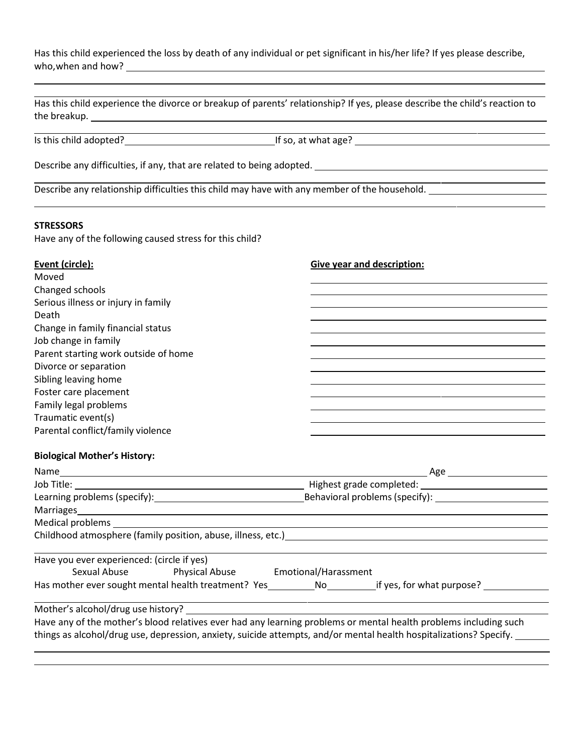Has this child experienced the loss by death of any individual or pet significant in his/her life? If yes please describe, who,when and how? ______________________________________________________________

______________________________________________________________

______________________________________________________________

Has this child experience the divorce or breakup of parents' relationship? If yes, please describe the child's reaction to the breakup. ______________________________________________________________

______________________________________________________________

Is this child adopted?______________________ If so, at what age? ______________________

Describe any difficulties, if any, that are related to being adopted. ______________________

______________________________________________________________

Describe any relationship difficulties this child may have with any member of the household. ______________

______________________________________________________________

**STRESSORS**

Have any of the following caused stress for this child?

| **Event (circle):** | **Give year and description:** |
|---|---|
| Moved | ______________________ |
| Changed schools | ______________________ |
| Serious illness or injury in family | ______________________ |
| Death | ______________________ |
| Change in family financial status | ______________________ |
| Job change in family | ______________________ |
| Parent starting work outside of home | ______________________ |
| Divorce or separation | ______________________ |
| Sibling leaving home | ______________________ |
| Foster care placement | ______________________ |
| Family legal problems | ______________________ |
| Traumatic event(s) | ______________________ |
| Parental conflict/family violence | ______________________ |

**Biological Mother's History:**

Name______________________________________________ Age ______________

Job Title: ______________________________ Highest grade completed: ______________

Learning problems (specify):______________________ Behavioral problems (specify): ______________

Marriages______________________________________________________________

Medical problems ______________________________________________________________

Childhood atmosphere (family position, abuse, illness, etc.)______________________________

______________________________________________________________

Have you ever experienced: (circle if yes)

Sexual Abuse    Physical Abuse    Emotional/Harassment

Has mother ever sought mental health treatment? Yes________ No________ if yes, for what purpose? __________

______________________________________________________________

Mother's alcohol/drug use history? ______________________________________________

Have any of the mother's blood relatives ever had any learning problems or mental health problems including such things as alcohol/drug use, depression, anxiety, suicide attempts, and/or mental health hospitalizations? Specify. ______

______________________________________________________________

______________________________________________________________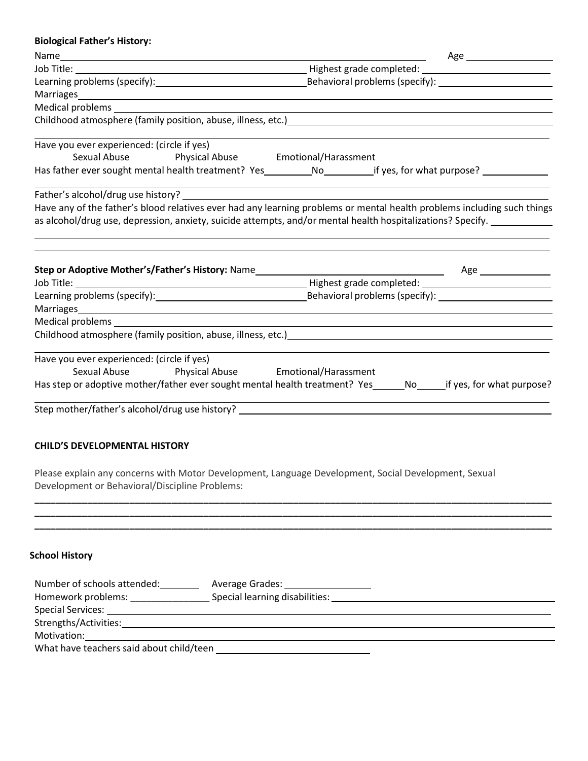**Biological Father's History:**

Name _______________________________________________ Age ____________

Job Title: ______________________________ Highest grade completed: ______________________

Learning problems (specify): ______________________ Behavioral problems (specify): ______________________

Marriages _______________________________________________

Medical problems _______________________________________________

Childhood atmosphere (family position, abuse, illness, etc.) _______________________________________________

_______________________________________________

Have you ever experienced: (circle if yes)

Sexual Abuse Physical Abuse Emotional/Harassment

Has father ever sought mental health treatment? Yes________ No________ if yes, for what purpose? ____________

_______________________________________________

Father's alcohol/drug use history? _______________________________________________

Have any of the father's blood relatives ever had any learning problems or mental health problems including such things as alcohol/drug use, depression, anxiety, suicide attempts, and/or mental health hospitalizations? Specify. ____________

_______________________________________________

_______________________________________________

**Step or Adoptive Mother's/Father's History:** Name ______________________________ Age ____________

Job Title: ______________________________ Highest grade completed: ______________________

Learning problems (specify): ______________________ Behavioral problems (specify): ______________________

Marriages _______________________________________________

Medical problems _______________________________________________

Childhood atmosphere (family position, abuse, illness, etc.) _______________________________________________

_______________________________________________

Have you ever experienced: (circle if yes)

Sexual Abuse Physical Abuse Emotional/Harassment

Has step or adoptive mother/father ever sought mental health treatment? Yes______ No______ if yes, for what purpose?

_______________________________________________

Step mother/father's alcohol/drug use history? _______________________________________________

**CHILD'S DEVELOPMENTAL HISTORY**

Please explain any concerns with Motor Development, Language Development, Social Development, Sexual Development or Behavioral/Discipline Problems:

_______________________________________________

_______________________________________________

_______________________________________________

**School History**

Number of schools attended: ________ Average Grades: ________________

Homework problems: ______________ Special learning disabilities: ______________________

Special Services: _______________________________________________

Strengths/Activities: _______________________________________________

Motivation: _______________________________________________

What have teachers said about child/teen ______________________________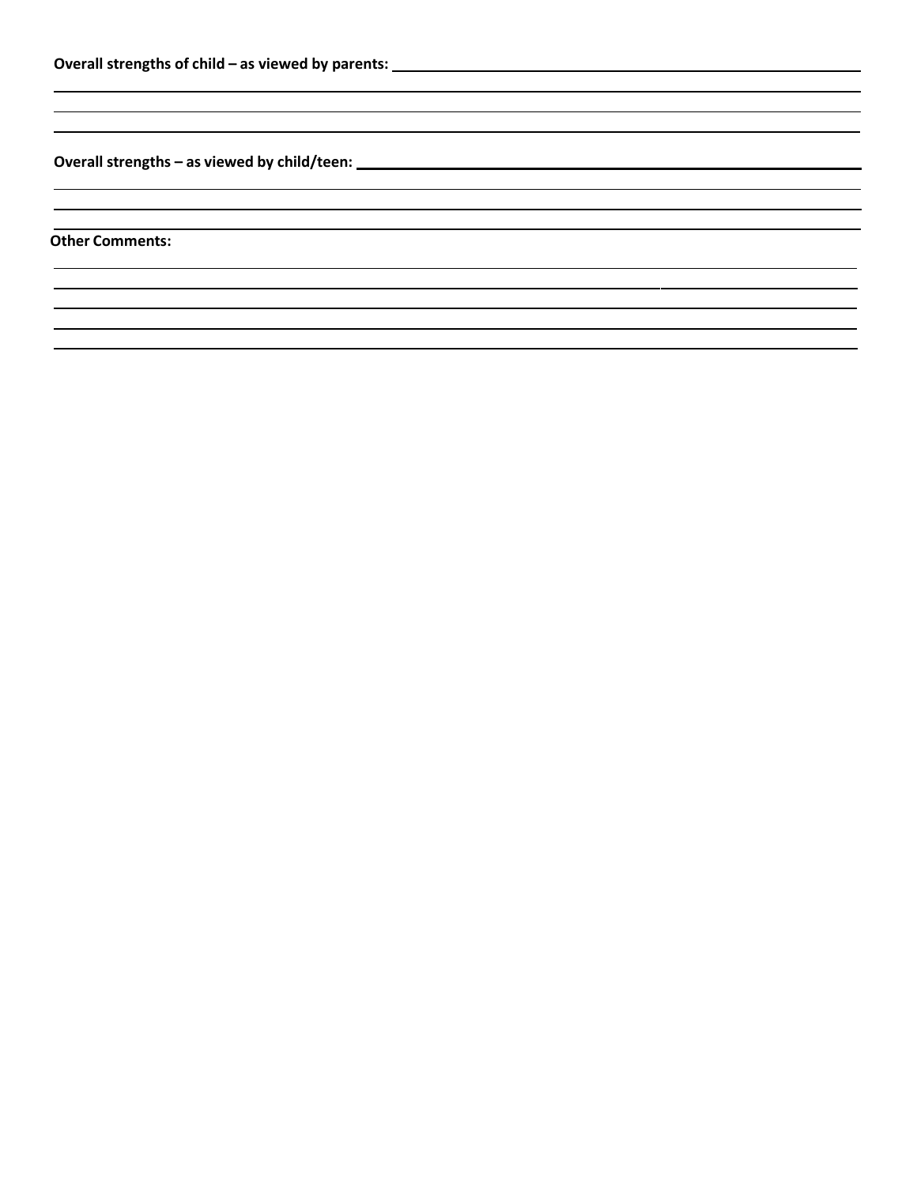**Overall strengths of child – as viewed by parents:** ______________________________

______________________________________________________________________

______________________________________________________________________

______________________________________________________________________

**Overall strengths – as viewed by child/teen:** ______________________________

______________________________________________________________________

______________________________________________________________________

______________________________________________________________________

**Other Comments:**

______________________________________________________________________

______________________________________________________________________

______________________________________________________________________

______________________________________________________________________

______________________________________________________________________